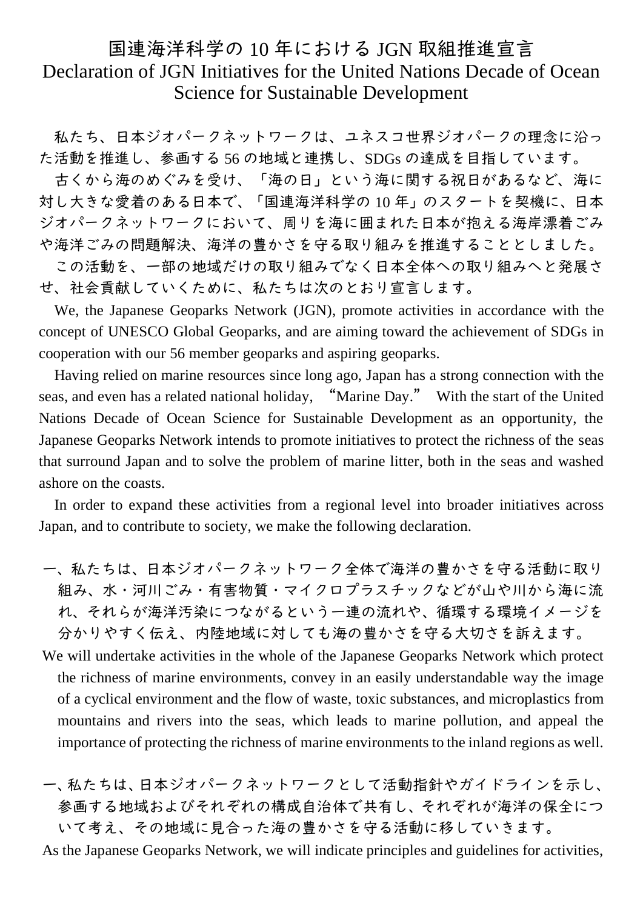# 国連海洋科学の 10 年における JGN 取組推進宣言
# Declaration of JGN Initiatives for the United Nations Decade of Ocean Science for Sustainable Development

私たち、日本ジオパークネットワークは、ユネスコ世界ジオパークの理念に沿った活動を推進し、参画する 56 の地域と連携し、SDGs の達成を目指しています。

古くから海のめぐみを受け、「海の日」という海に関する祝日があるなど、海に対し大きな愛着のある日本で、「国連海洋科学の 10 年」のスタートを契機に、日本ジオパークネットワークにおいて、周りを海に囲まれた日本が抱える海岸漂着ごみや海洋ごみの問題解決、海洋の豊かさを守る取り組みを推進することとしました。

この活動を、一部の地域だけの取り組みでなく日本全体への取り組みへと発展させ、社会貢献していくために、私たちは次のとおり宣言します。

We, the Japanese Geoparks Network (JGN), promote activities in accordance with the concept of UNESCO Global Geoparks, and are aiming toward the achievement of SDGs in cooperation with our 56 member geoparks and aspiring geoparks.

Having relied on marine resources since long ago, Japan has a strong connection with the seas, and even has a related national holiday, “Marine Day.” With the start of the United Nations Decade of Ocean Science for Sustainable Development as an opportunity, the Japanese Geoparks Network intends to promote initiatives to protect the richness of the seas that surround Japan and to solve the problem of marine litter, both in the seas and washed ashore on the coasts.

In order to expand these activities from a regional level into broader initiatives across Japan, and to contribute to society, we make the following declaration.

一、私たちは、日本ジオパークネットワーク全体で海洋の豊かさを守る活動に取り組み、水・河川ごみ・有害物質・マイクロプラスチックなどが山や川から海に流れ、それらが海洋汚染につながるという一連の流れや、循環する環境イメージを分かりやすく伝え、内陸地域に対しても海の豊かさを守る大切さを訴えます。

We will undertake activities in the whole of the Japanese Geoparks Network which protect the richness of marine environments, convey in an easily understandable way the image of a cyclical environment and the flow of waste, toxic substances, and microplastics from mountains and rivers into the seas, which leads to marine pollution, and appeal the importance of protecting the richness of marine environments to the inland regions as well.

一、私たちは、日本ジオパークネットワークとして活動指針やガイドラインを示し、参画する地域およびそれぞれの構成自治体で共有し、それぞれが海洋の保全について考え、その地域に見合った海の豊かさを守る活動に移していきます。

As the Japanese Geoparks Network, we will indicate principles and guidelines for activities,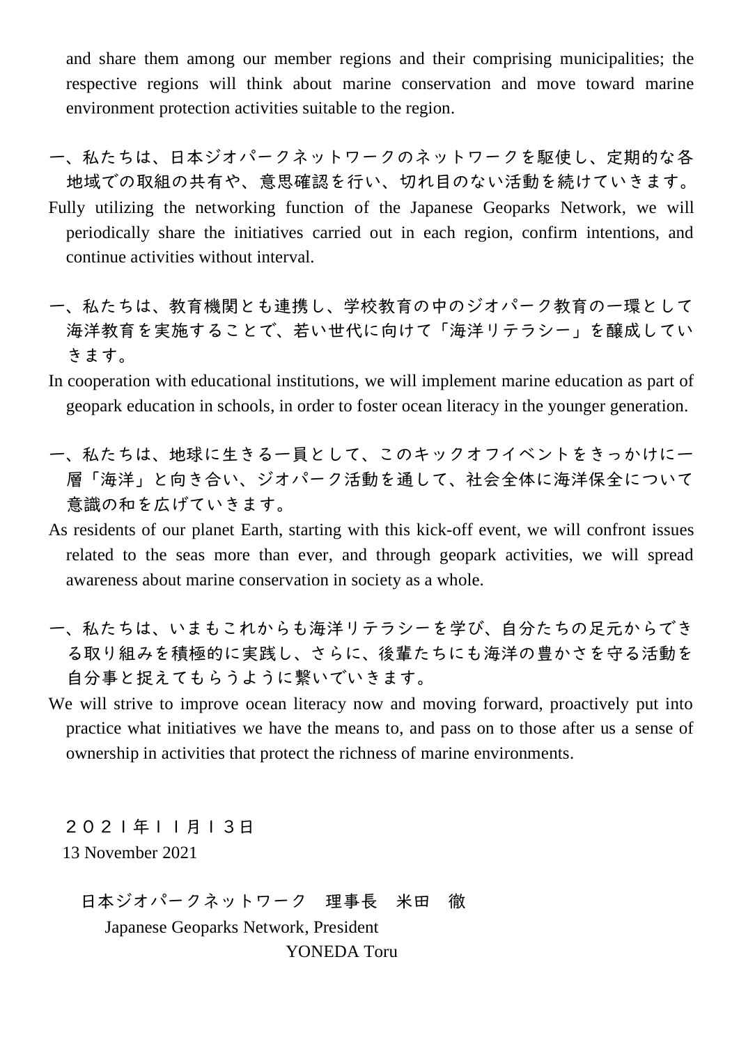and share them among our member regions and their comprising municipalities; the respective regions will think about marine conservation and move toward marine environment protection activities suitable to the region.

一、私たちは、日本ジオパークネットワークのネットワークを駆使し、定期的な各地域での取組の共有や、意思確認を行い、切れ目のない活動を続けていきます。

Fully utilizing the networking function of the Japanese Geoparks Network, we will periodically share the initiatives carried out in each region, confirm intentions, and continue activities without interval.

一、私たちは、教育機関とも連携し、学校教育の中のジオパーク教育の一環として海洋教育を実施することで、若い世代に向けて「海洋リテラシー」を醸成していきます。

In cooperation with educational institutions, we will implement marine education as part of geopark education in schools, in order to foster ocean literacy in the younger generation.

一、私たちは、地球に生きる一員として、このキックオフイベントをきっかけに一層「海洋」と向き合い、ジオパーク活動を通して、社会全体に海洋保全について意識の和を広げていきます。

As residents of our planet Earth, starting with this kick-off event, we will confront issues related to the seas more than ever, and through geopark activities, we will spread awareness about marine conservation in society as a whole.

一、私たちは、いまもこれからも海洋リテラシーを学び、自分たちの足元からできる取り組みを積極的に実践し、さらに、後輩たちにも海洋の豊かさを守る活動を自分事と捉えてもらうように繋いでいきます。

We will strive to improve ocean literacy now and moving forward, proactively put into practice what initiatives we have the means to, and pass on to those after us a sense of ownership in activities that protect the richness of marine environments.

２０２１年１１月１３日

13 November 2021

日本ジオパークネットワーク　理事長　米田　徹

Japanese Geoparks Network, President

YONEDA Toru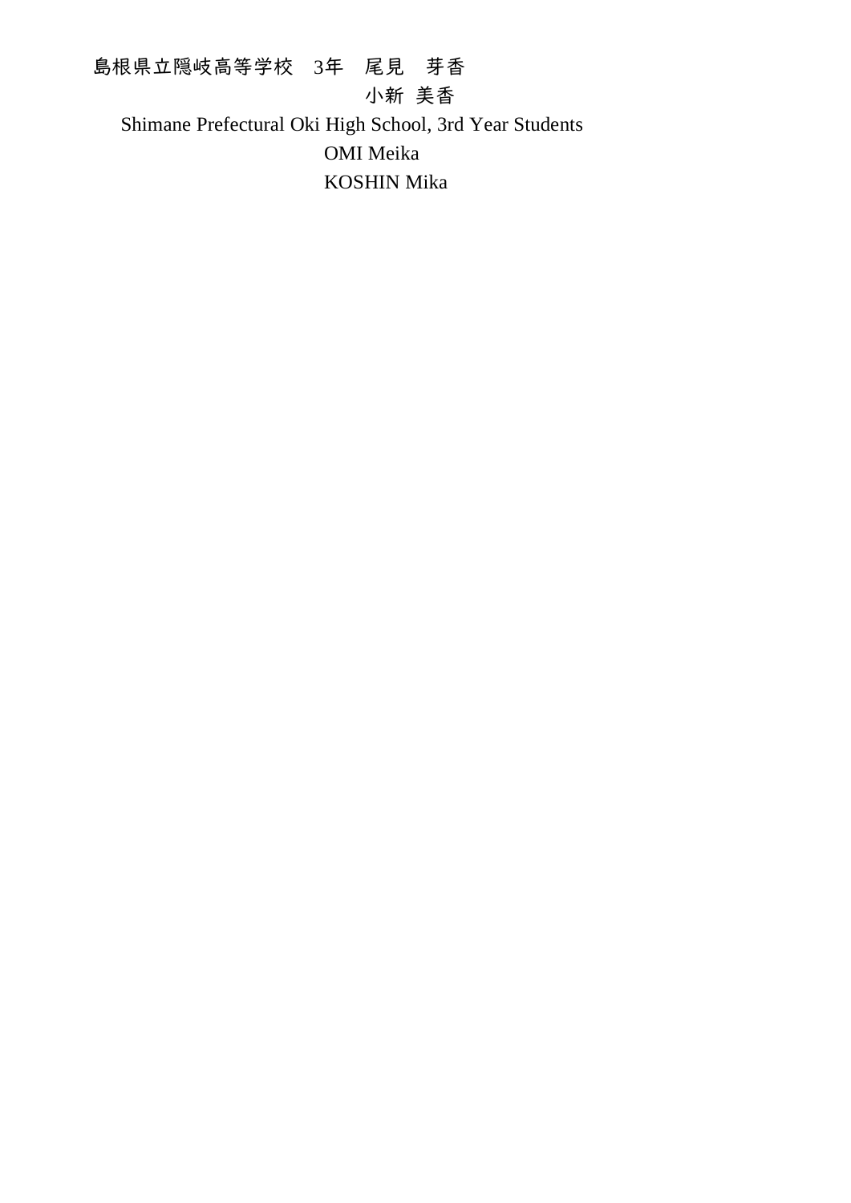島根県立隠岐高等学校　3年　尾見　芽香

小新 美香

Shimane Prefectural Oki High School, 3rd Year Students

OMI Meika

KOSHIN Mika